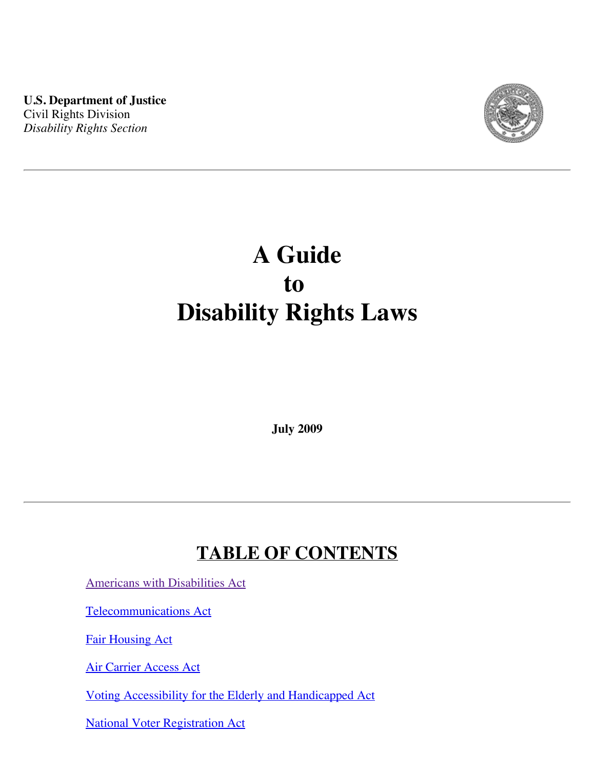**U.S. Department of Justice**
Civil Rights Division
*Disability Rights Section*

---

# A Guide to Disability Rights Laws

**July 2009**

---

## TABLE OF CONTENTS

Americans with Disabilities Act

Telecommunications Act

Fair Housing Act

Air Carrier Access Act

Voting Accessibility for the Elderly and Handicapped Act

National Voter Registration Act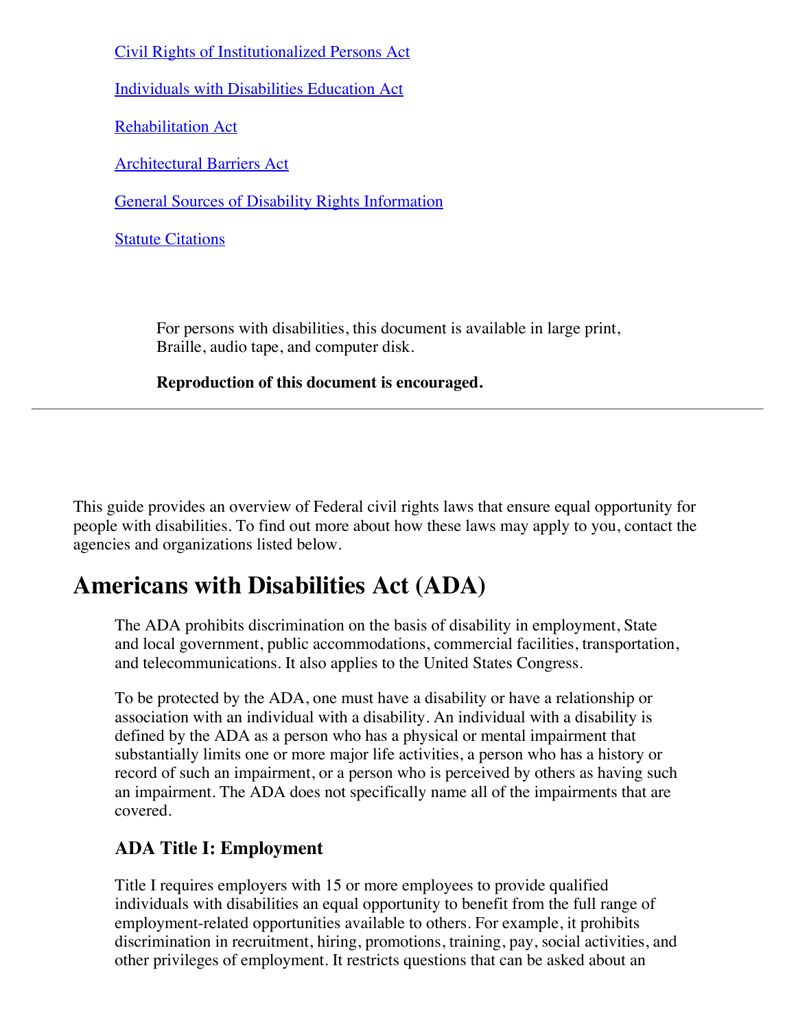[Civil Rights of Institutionalized Persons Act](#)

[Individuals with Disabilities Education Act](#)

[Rehabilitation Act](#)

[Architectural Barriers Act](#)

[General Sources of Disability Rights Information](#)

[Statute Citations](#)

For persons with disabilities, this document is available in large print, Braille, audio tape, and computer disk.

**Reproduction of this document is encouraged.**

---

This guide provides an overview of Federal civil rights laws that ensure equal opportunity for people with disabilities. To find out more about how these laws may apply to you, contact the agencies and organizations listed below.

# Americans with Disabilities Act (ADA)

The ADA prohibits discrimination on the basis of disability in employment, State and local government, public accommodations, commercial facilities, transportation, and telecommunications. It also applies to the United States Congress.

To be protected by the ADA, one must have a disability or have a relationship or association with an individual with a disability. An individual with a disability is defined by the ADA as a person who has a physical or mental impairment that substantially limits one or more major life activities, a person who has a history or record of such an impairment, or a person who is perceived by others as having such an impairment. The ADA does not specifically name all of the impairments that are covered.

### ADA Title I: Employment

Title I requires employers with 15 or more employees to provide qualified individuals with disabilities an equal opportunity to benefit from the full range of employment-related opportunities available to others. For example, it prohibits discrimination in recruitment, hiring, promotions, training, pay, social activities, and other privileges of employment. It restricts questions that can be asked about an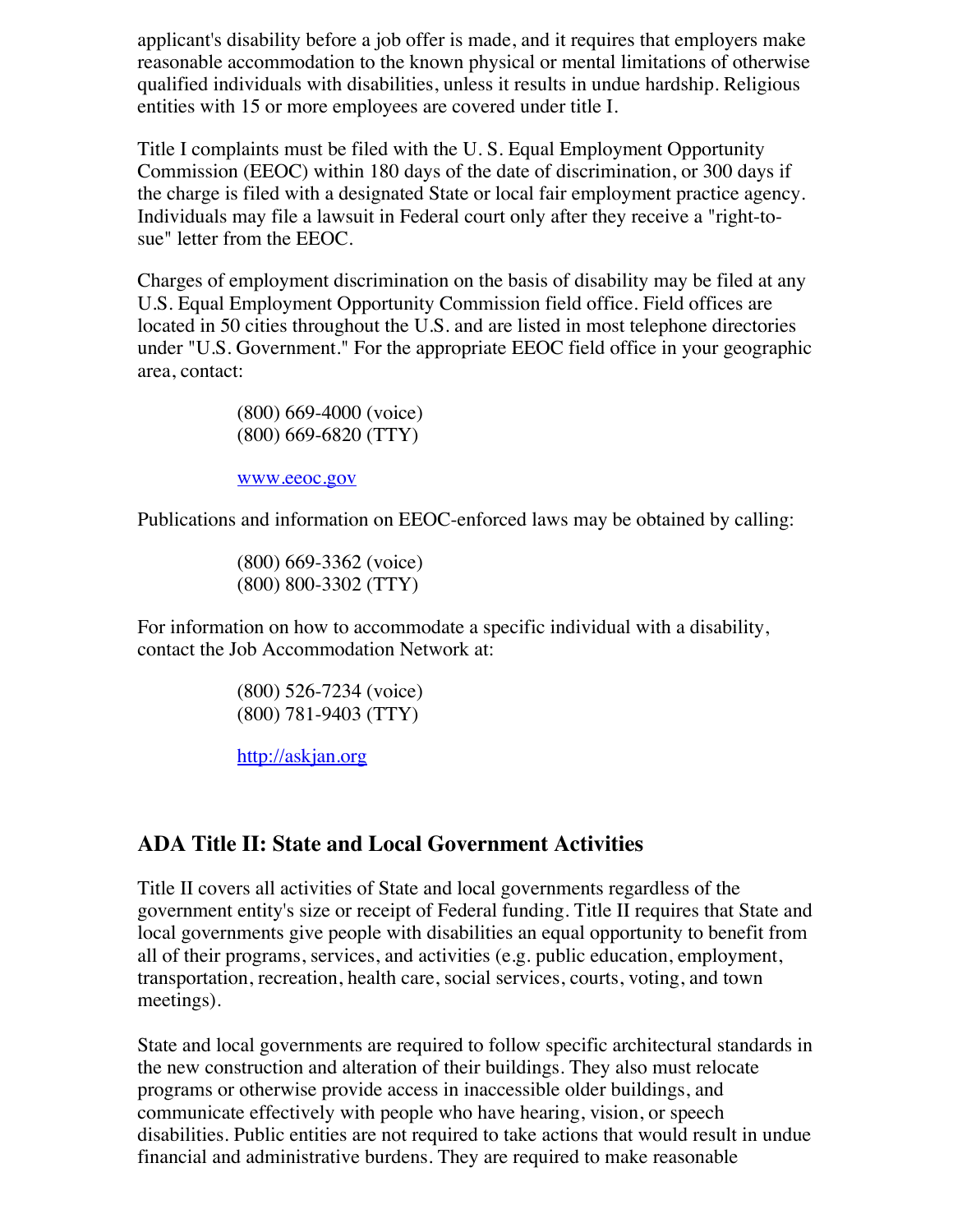applicant's disability before a job offer is made, and it requires that employers make reasonable accommodation to the known physical or mental limitations of otherwise qualified individuals with disabilities, unless it results in undue hardship. Religious entities with 15 or more employees are covered under title I.

Title I complaints must be filed with the U. S. Equal Employment Opportunity Commission (EEOC) within 180 days of the date of discrimination, or 300 days if the charge is filed with a designated State or local fair employment practice agency. Individuals may file a lawsuit in Federal court only after they receive a "right-to-sue" letter from the EEOC.

Charges of employment discrimination on the basis of disability may be filed at any U.S. Equal Employment Opportunity Commission field office. Field offices are located in 50 cities throughout the U.S. and are listed in most telephone directories under "U.S. Government." For the appropriate EEOC field office in your geographic area, contact:

> (800) 669-4000 (voice)
> (800) 669-6820 (TTY)
>
> [www.eeoc.gov](http://www.eeoc.gov)

Publications and information on EEOC-enforced laws may be obtained by calling:

> (800) 669-3362 (voice)
> (800) 800-3302 (TTY)

For information on how to accommodate a specific individual with a disability, contact the Job Accommodation Network at:

> (800) 526-7234 (voice)
> (800) 781-9403 (TTY)
>
> [http://askjan.org](http://askjan.org)

## ADA Title II: State and Local Government Activities

Title II covers all activities of State and local governments regardless of the government entity's size or receipt of Federal funding. Title II requires that State and local governments give people with disabilities an equal opportunity to benefit from all of their programs, services, and activities (e.g. public education, employment, transportation, recreation, health care, social services, courts, voting, and town meetings).

State and local governments are required to follow specific architectural standards in the new construction and alteration of their buildings. They also must relocate programs or otherwise provide access in inaccessible older buildings, and communicate effectively with people who have hearing, vision, or speech disabilities. Public entities are not required to take actions that would result in undue financial and administrative burdens. They are required to make reasonable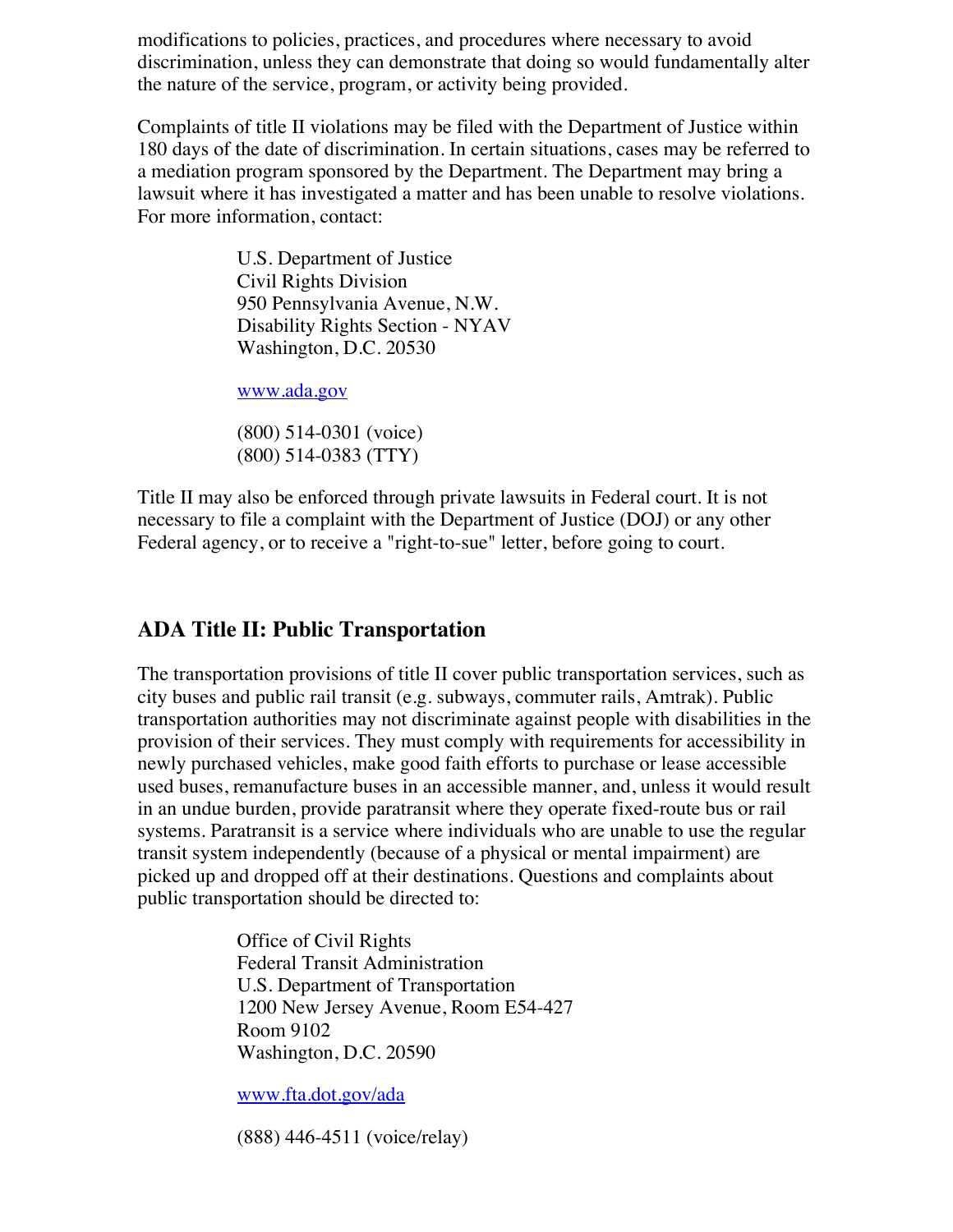modifications to policies, practices, and procedures where necessary to avoid discrimination, unless they can demonstrate that doing so would fundamentally alter the nature of the service, program, or activity being provided.

Complaints of title II violations may be filed with the Department of Justice within 180 days of the date of discrimination. In certain situations, cases may be referred to a mediation program sponsored by the Department. The Department may bring a lawsuit where it has investigated a matter and has been unable to resolve violations. For more information, contact:

> U.S. Department of Justice
> Civil Rights Division
> 950 Pennsylvania Avenue, N.W.
> Disability Rights Section - NYAV
> Washington, D.C. 20530
>
> www.ada.gov
>
> (800) 514-0301 (voice)
> (800) 514-0383 (TTY)

Title II may also be enforced through private lawsuits in Federal court. It is not necessary to file a complaint with the Department of Justice (DOJ) or any other Federal agency, or to receive a "right-to-sue" letter, before going to court.

## ADA Title II: Public Transportation

The transportation provisions of title II cover public transportation services, such as city buses and public rail transit (e.g. subways, commuter rails, Amtrak). Public transportation authorities may not discriminate against people with disabilities in the provision of their services. They must comply with requirements for accessibility in newly purchased vehicles, make good faith efforts to purchase or lease accessible used buses, remanufacture buses in an accessible manner, and, unless it would result in an undue burden, provide paratransit where they operate fixed-route bus or rail systems. Paratransit is a service where individuals who are unable to use the regular transit system independently (because of a physical or mental impairment) are picked up and dropped off at their destinations. Questions and complaints about public transportation should be directed to:

> Office of Civil Rights
> Federal Transit Administration
> U.S. Department of Transportation
> 1200 New Jersey Avenue, Room E54-427
> Room 9102
> Washington, D.C. 20590
>
> www.fta.dot.gov/ada
>
> (888) 446-4511 (voice/relay)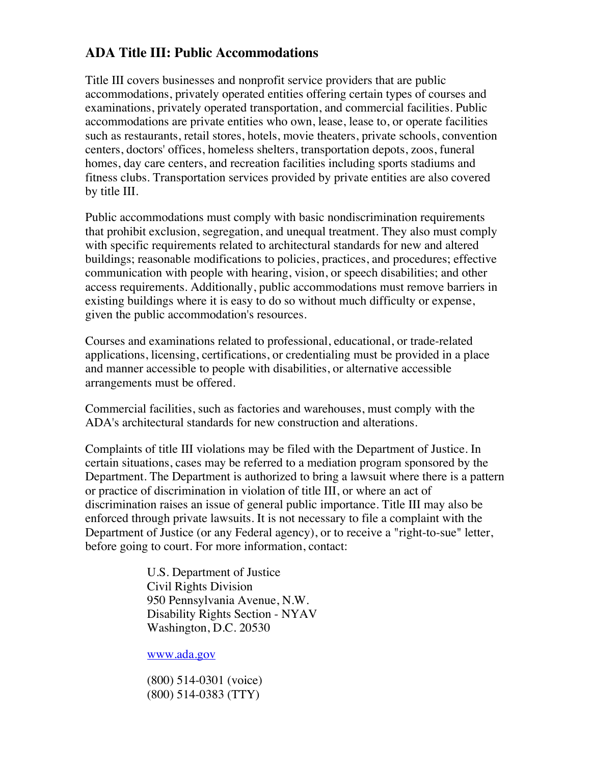## ADA Title III: Public Accommodations

Title III covers businesses and nonprofit service providers that are public accommodations, privately operated entities offering certain types of courses and examinations, privately operated transportation, and commercial facilities. Public accommodations are private entities who own, lease, lease to, or operate facilities such as restaurants, retail stores, hotels, movie theaters, private schools, convention centers, doctors' offices, homeless shelters, transportation depots, zoos, funeral homes, day care centers, and recreation facilities including sports stadiums and fitness clubs. Transportation services provided by private entities are also covered by title III.

Public accommodations must comply with basic nondiscrimination requirements that prohibit exclusion, segregation, and unequal treatment. They also must comply with specific requirements related to architectural standards for new and altered buildings; reasonable modifications to policies, practices, and procedures; effective communication with people with hearing, vision, or speech disabilities; and other access requirements. Additionally, public accommodations must remove barriers in existing buildings where it is easy to do so without much difficulty or expense, given the public accommodation's resources.

Courses and examinations related to professional, educational, or trade-related applications, licensing, certifications, or credentialing must be provided in a place and manner accessible to people with disabilities, or alternative accessible arrangements must be offered.

Commercial facilities, such as factories and warehouses, must comply with the ADA's architectural standards for new construction and alterations.

Complaints of title III violations may be filed with the Department of Justice. In certain situations, cases may be referred to a mediation program sponsored by the Department. The Department is authorized to bring a lawsuit where there is a pattern or practice of discrimination in violation of title III, or where an act of discrimination raises an issue of general public importance. Title III may also be enforced through private lawsuits. It is not necessary to file a complaint with the Department of Justice (or any Federal agency), or to receive a "right-to-sue" letter, before going to court. For more information, contact:

U.S. Department of Justice
Civil Rights Division
950 Pennsylvania Avenue, N.W.
Disability Rights Section - NYAV
Washington, D.C. 20530

[www.ada.gov](http://www.ada.gov)

(800) 514-0301 (voice)
(800) 514-0383 (TTY)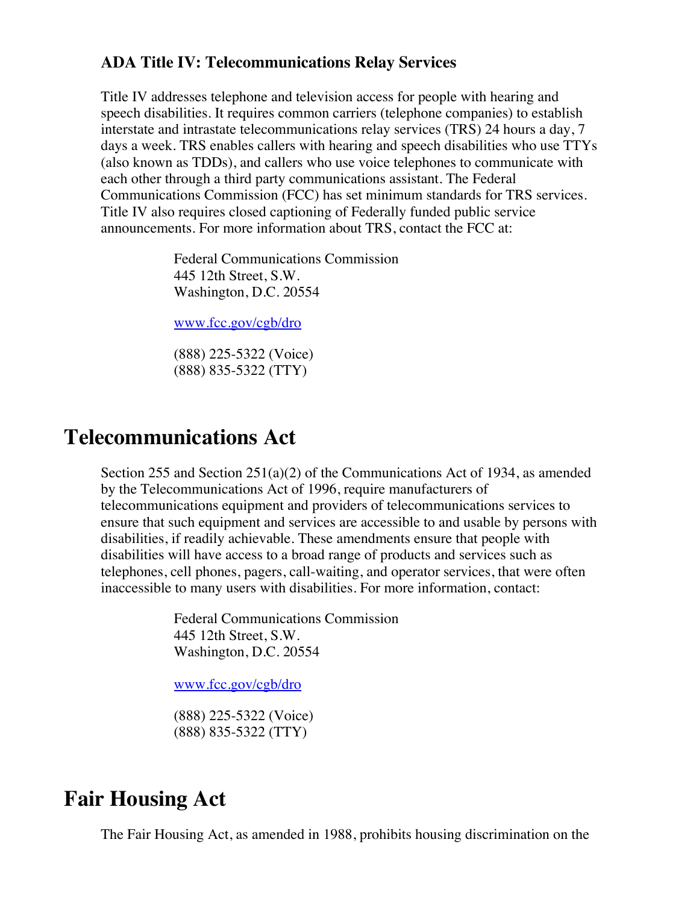### ADA Title IV: Telecommunications Relay Services

Title IV addresses telephone and television access for people with hearing and speech disabilities. It requires common carriers (telephone companies) to establish interstate and intrastate telecommunications relay services (TRS) 24 hours a day, 7 days a week. TRS enables callers with hearing and speech disabilities who use TTYs (also known as TDDs), and callers who use voice telephones to communicate with each other through a third party communications assistant. The Federal Communications Commission (FCC) has set minimum standards for TRS services. Title IV also requires closed captioning of Federally funded public service announcements. For more information about TRS, contact the FCC at:

> Federal Communications Commission
> 445 12th Street, S.W.
> Washington, D.C. 20554
>
> [www.fcc.gov/cgb/dro](http://www.fcc.gov/cgb/dro)
>
> (888) 225-5322 (Voice)
> (888) 835-5322 (TTY)

## Telecommunications Act

Section 255 and Section 251(a)(2) of the Communications Act of 1934, as amended by the Telecommunications Act of 1996, require manufacturers of telecommunications equipment and providers of telecommunications services to ensure that such equipment and services are accessible to and usable by persons with disabilities, if readily achievable. These amendments ensure that people with disabilities will have access to a broad range of products and services such as telephones, cell phones, pagers, call-waiting, and operator services, that were often inaccessible to many users with disabilities. For more information, contact:

> Federal Communications Commission
> 445 12th Street, S.W.
> Washington, D.C. 20554
>
> [www.fcc.gov/cgb/dro](http://www.fcc.gov/cgb/dro)
>
> (888) 225-5322 (Voice)
> (888) 835-5322 (TTY)

## Fair Housing Act

The Fair Housing Act, as amended in 1988, prohibits housing discrimination on the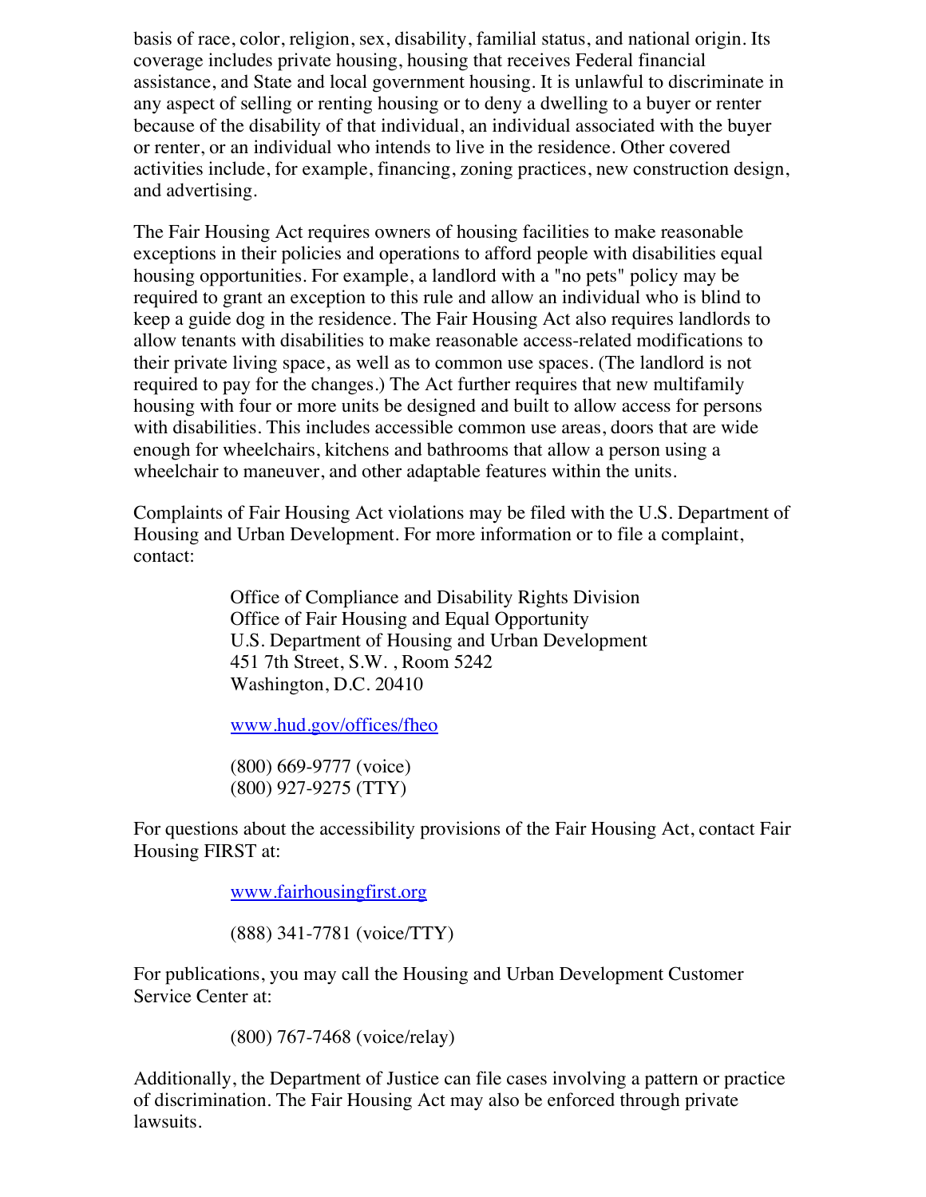basis of race, color, religion, sex, disability, familial status, and national origin. Its coverage includes private housing, housing that receives Federal financial assistance, and State and local government housing. It is unlawful to discriminate in any aspect of selling or renting housing or to deny a dwelling to a buyer or renter because of the disability of that individual, an individual associated with the buyer or renter, or an individual who intends to live in the residence. Other covered activities include, for example, financing, zoning practices, new construction design, and advertising.

The Fair Housing Act requires owners of housing facilities to make reasonable exceptions in their policies and operations to afford people with disabilities equal housing opportunities. For example, a landlord with a "no pets" policy may be required to grant an exception to this rule and allow an individual who is blind to keep a guide dog in the residence. The Fair Housing Act also requires landlords to allow tenants with disabilities to make reasonable access-related modifications to their private living space, as well as to common use spaces. (The landlord is not required to pay for the changes.) The Act further requires that new multifamily housing with four or more units be designed and built to allow access for persons with disabilities. This includes accessible common use areas, doors that are wide enough for wheelchairs, kitchens and bathrooms that allow a person using a wheelchair to maneuver, and other adaptable features within the units.

Complaints of Fair Housing Act violations may be filed with the U.S. Department of Housing and Urban Development. For more information or to file a complaint, contact:

> Office of Compliance and Disability Rights Division
> Office of Fair Housing and Equal Opportunity
> U.S. Department of Housing and Urban Development
> 451 7th Street, S.W. , Room 5242
> Washington, D.C. 20410
>
> [www.hud.gov/offices/fheo](http://www.hud.gov/offices/fheo)
>
> (800) 669-9777 (voice)
> (800) 927-9275 (TTY)

For questions about the accessibility provisions of the Fair Housing Act, contact Fair Housing FIRST at:

> [www.fairhousingfirst.org](http://www.fairhousingfirst.org)
>
> (888) 341-7781 (voice/TTY)

For publications, you may call the Housing and Urban Development Customer Service Center at:

> (800) 767-7468 (voice/relay)

Additionally, the Department of Justice can file cases involving a pattern or practice of discrimination. The Fair Housing Act may also be enforced through private lawsuits.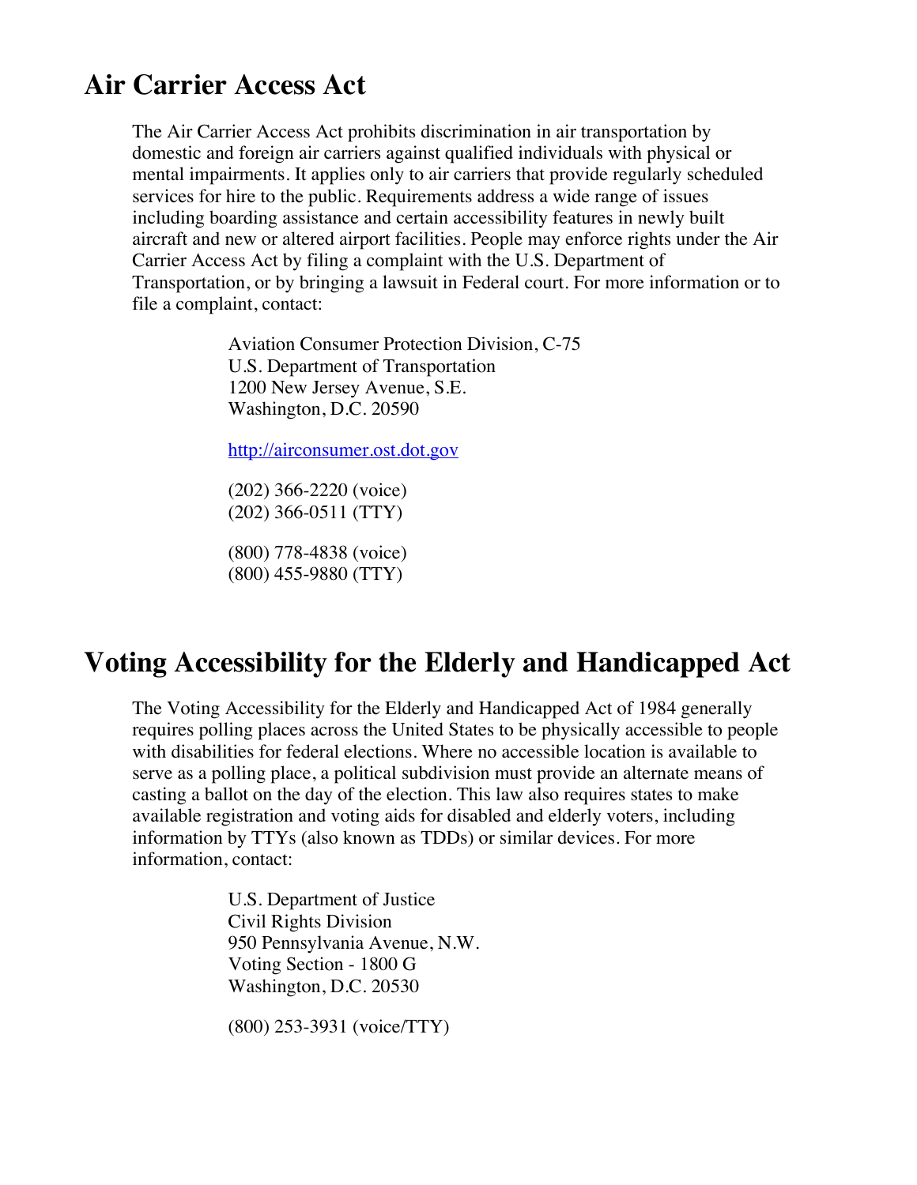## Air Carrier Access Act

The Air Carrier Access Act prohibits discrimination in air transportation by domestic and foreign air carriers against qualified individuals with physical or mental impairments. It applies only to air carriers that provide regularly scheduled services for hire to the public. Requirements address a wide range of issues including boarding assistance and certain accessibility features in newly built aircraft and new or altered airport facilities. People may enforce rights under the Air Carrier Access Act by filing a complaint with the U.S. Department of Transportation, or by bringing a lawsuit in Federal court. For more information or to file a complaint, contact:

Aviation Consumer Protection Division, C-75
U.S. Department of Transportation
1200 New Jersey Avenue, S.E.
Washington, D.C. 20590

http://airconsumer.ost.dot.gov

(202) 366-2220 (voice)
(202) 366-0511 (TTY)

(800) 778-4838 (voice)
(800) 455-9880 (TTY)

## Voting Accessibility for the Elderly and Handicapped Act

The Voting Accessibility for the Elderly and Handicapped Act of 1984 generally requires polling places across the United States to be physically accessible to people with disabilities for federal elections. Where no accessible location is available to serve as a polling place, a political subdivision must provide an alternate means of casting a ballot on the day of the election. This law also requires states to make available registration and voting aids for disabled and elderly voters, including information by TTYs (also known as TDDs) or similar devices. For more information, contact:

U.S. Department of Justice
Civil Rights Division
950 Pennsylvania Avenue, N.W.
Voting Section - 1800 G
Washington, D.C. 20530

(800) 253-3931 (voice/TTY)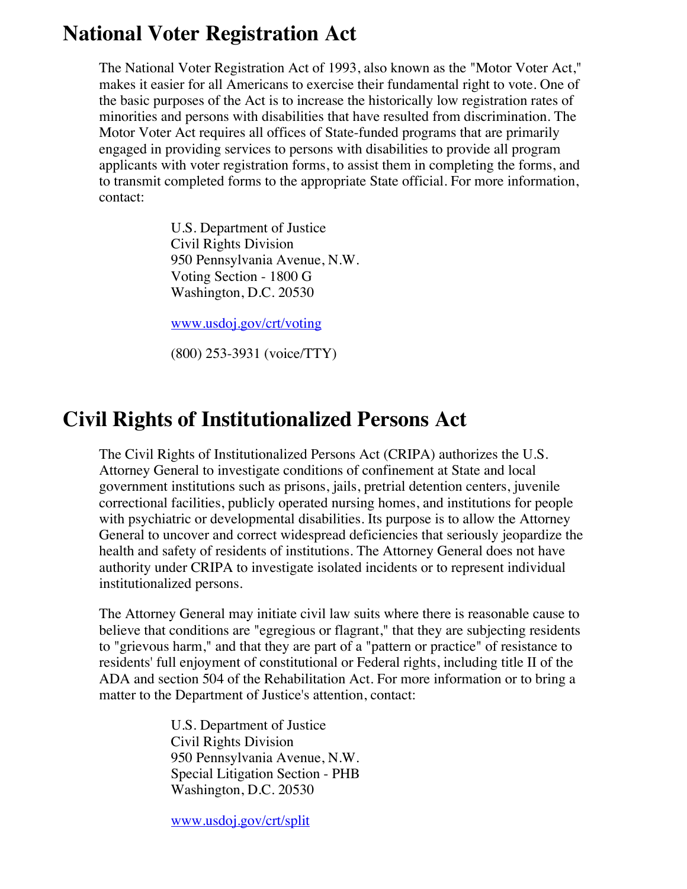## National Voter Registration Act

The National Voter Registration Act of 1993, also known as the "Motor Voter Act," makes it easier for all Americans to exercise their fundamental right to vote. One of the basic purposes of the Act is to increase the historically low registration rates of minorities and persons with disabilities that have resulted from discrimination. The Motor Voter Act requires all offices of State-funded programs that are primarily engaged in providing services to persons with disabilities to provide all program applicants with voter registration forms, to assist them in completing the forms, and to transmit completed forms to the appropriate State official. For more information, contact:

U.S. Department of Justice
Civil Rights Division
950 Pennsylvania Avenue, N.W.
Voting Section - 1800 G
Washington, D.C. 20530

www.usdoj.gov/crt/voting

(800) 253-3931 (voice/TTY)

## Civil Rights of Institutionalized Persons Act

The Civil Rights of Institutionalized Persons Act (CRIPA) authorizes the U.S. Attorney General to investigate conditions of confinement at State and local government institutions such as prisons, jails, pretrial detention centers, juvenile correctional facilities, publicly operated nursing homes, and institutions for people with psychiatric or developmental disabilities. Its purpose is to allow the Attorney General to uncover and correct widespread deficiencies that seriously jeopardize the health and safety of residents of institutions. The Attorney General does not have authority under CRIPA to investigate isolated incidents or to represent individual institutionalized persons.

The Attorney General may initiate civil law suits where there is reasonable cause to believe that conditions are "egregious or flagrant," that they are subjecting residents to "grievous harm," and that they are part of a "pattern or practice" of resistance to residents' full enjoyment of constitutional or Federal rights, including title II of the ADA and section 504 of the Rehabilitation Act. For more information or to bring a matter to the Department of Justice's attention, contact:

U.S. Department of Justice
Civil Rights Division
950 Pennsylvania Avenue, N.W.
Special Litigation Section - PHB
Washington, D.C. 20530

www.usdoj.gov/crt/split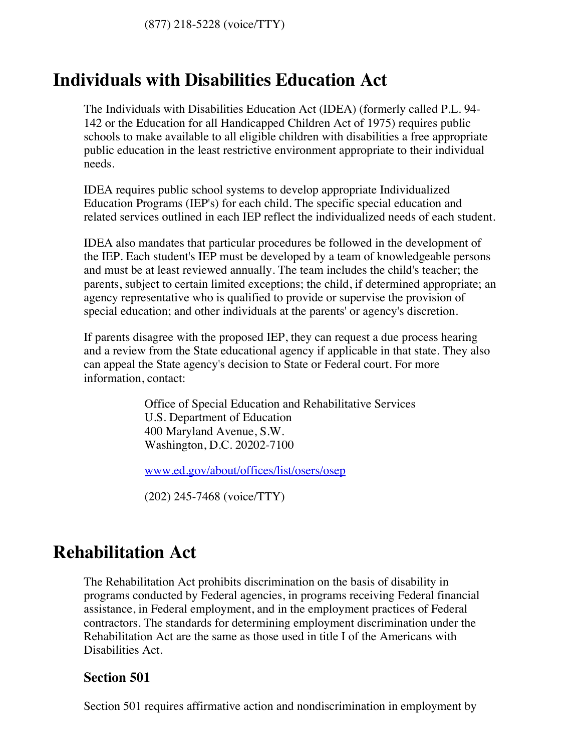(877) 218-5228 (voice/TTY)

# Individuals with Disabilities Education Act

The Individuals with Disabilities Education Act (IDEA) (formerly called P.L. 94-142 or the Education for all Handicapped Children Act of 1975) requires public schools to make available to all eligible children with disabilities a free appropriate public education in the least restrictive environment appropriate to their individual needs.

IDEA requires public school systems to develop appropriate Individualized Education Programs (IEP's) for each child. The specific special education and related services outlined in each IEP reflect the individualized needs of each student.

IDEA also mandates that particular procedures be followed in the development of the IEP. Each student's IEP must be developed by a team of knowledgeable persons and must be at least reviewed annually. The team includes the child's teacher; the parents, subject to certain limited exceptions; the child, if determined appropriate; an agency representative who is qualified to provide or supervise the provision of special education; and other individuals at the parents' or agency's discretion.

If parents disagree with the proposed IEP, they can request a due process hearing and a review from the State educational agency if applicable in that state. They also can appeal the State agency's decision to State or Federal court. For more information, contact:

> Office of Special Education and Rehabilitative Services
> U.S. Department of Education
> 400 Maryland Avenue, S.W.
> Washington, D.C. 20202-7100
>
> www.ed.gov/about/offices/list/osers/osep
>
> (202) 245-7468 (voice/TTY)

# Rehabilitation Act

The Rehabilitation Act prohibits discrimination on the basis of disability in programs conducted by Federal agencies, in programs receiving Federal financial assistance, in Federal employment, and in the employment practices of Federal contractors. The standards for determining employment discrimination under the Rehabilitation Act are the same as those used in title I of the Americans with Disabilities Act.

## Section 501

Section 501 requires affirmative action and nondiscrimination in employment by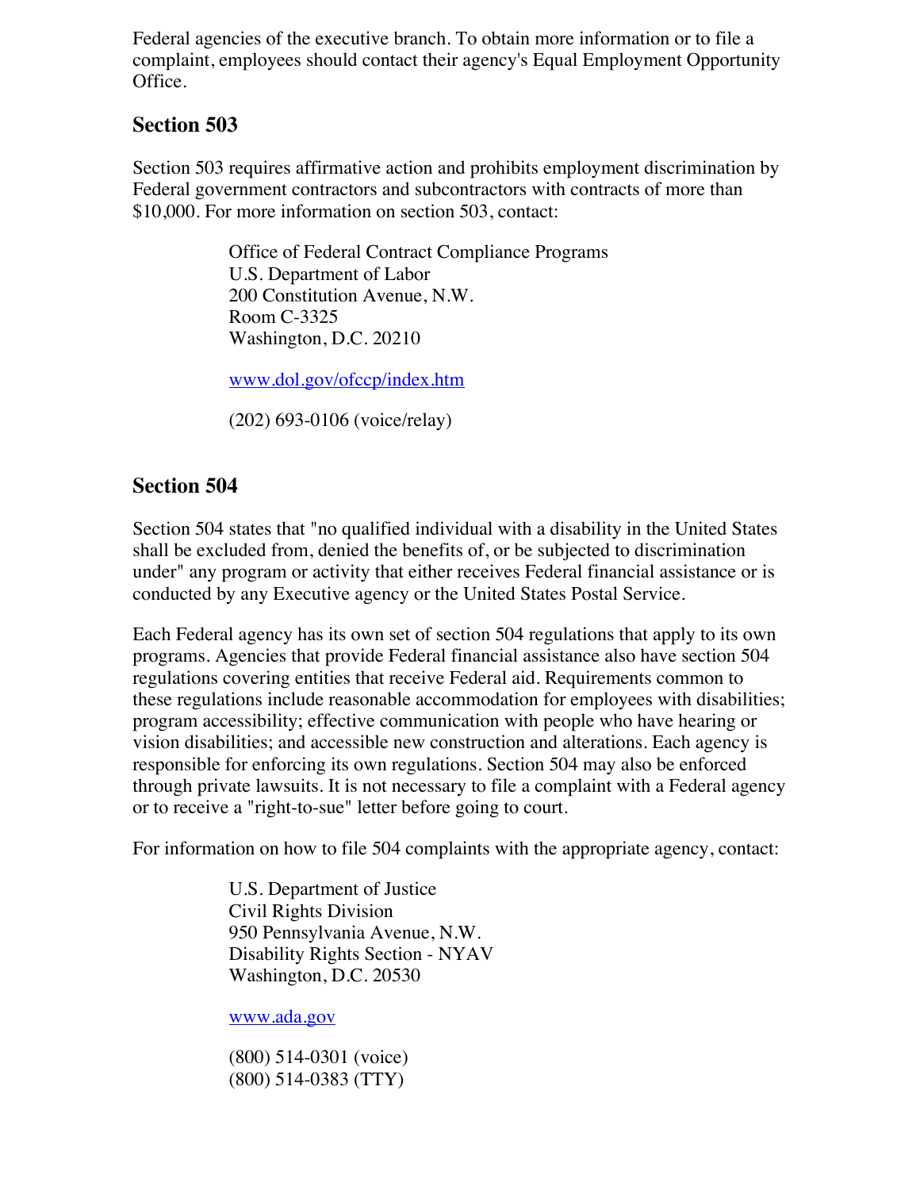Federal agencies of the executive branch. To obtain more information or to file a complaint, employees should contact their agency's Equal Employment Opportunity Office.

## Section 503

Section 503 requires affirmative action and prohibits employment discrimination by Federal government contractors and subcontractors with contracts of more than $10,000. For more information on section 503, contact:

> Office of Federal Contract Compliance Programs
> U.S. Department of Labor
> 200 Constitution Avenue, N.W.
> Room C-3325
> Washington, D.C. 20210
>
> [www.dol.gov/ofccp/index.htm](http://www.dol.gov/ofccp/index.htm)
>
> (202) 693-0106 (voice/relay)

## Section 504

Section 504 states that "no qualified individual with a disability in the United States shall be excluded from, denied the benefits of, or be subjected to discrimination under" any program or activity that either receives Federal financial assistance or is conducted by any Executive agency or the United States Postal Service.

Each Federal agency has its own set of section 504 regulations that apply to its own programs. Agencies that provide Federal financial assistance also have section 504 regulations covering entities that receive Federal aid. Requirements common to these regulations include reasonable accommodation for employees with disabilities; program accessibility; effective communication with people who have hearing or vision disabilities; and accessible new construction and alterations. Each agency is responsible for enforcing its own regulations. Section 504 may also be enforced through private lawsuits. It is not necessary to file a complaint with a Federal agency or to receive a "right-to-sue" letter before going to court.

For information on how to file 504 complaints with the appropriate agency, contact:

> U.S. Department of Justice
> Civil Rights Division
> 950 Pennsylvania Avenue, N.W.
> Disability Rights Section - NYAV
> Washington, D.C. 20530
>
> [www.ada.gov](http://www.ada.gov)
>
> (800) 514-0301 (voice)
> (800) 514-0383 (TTY)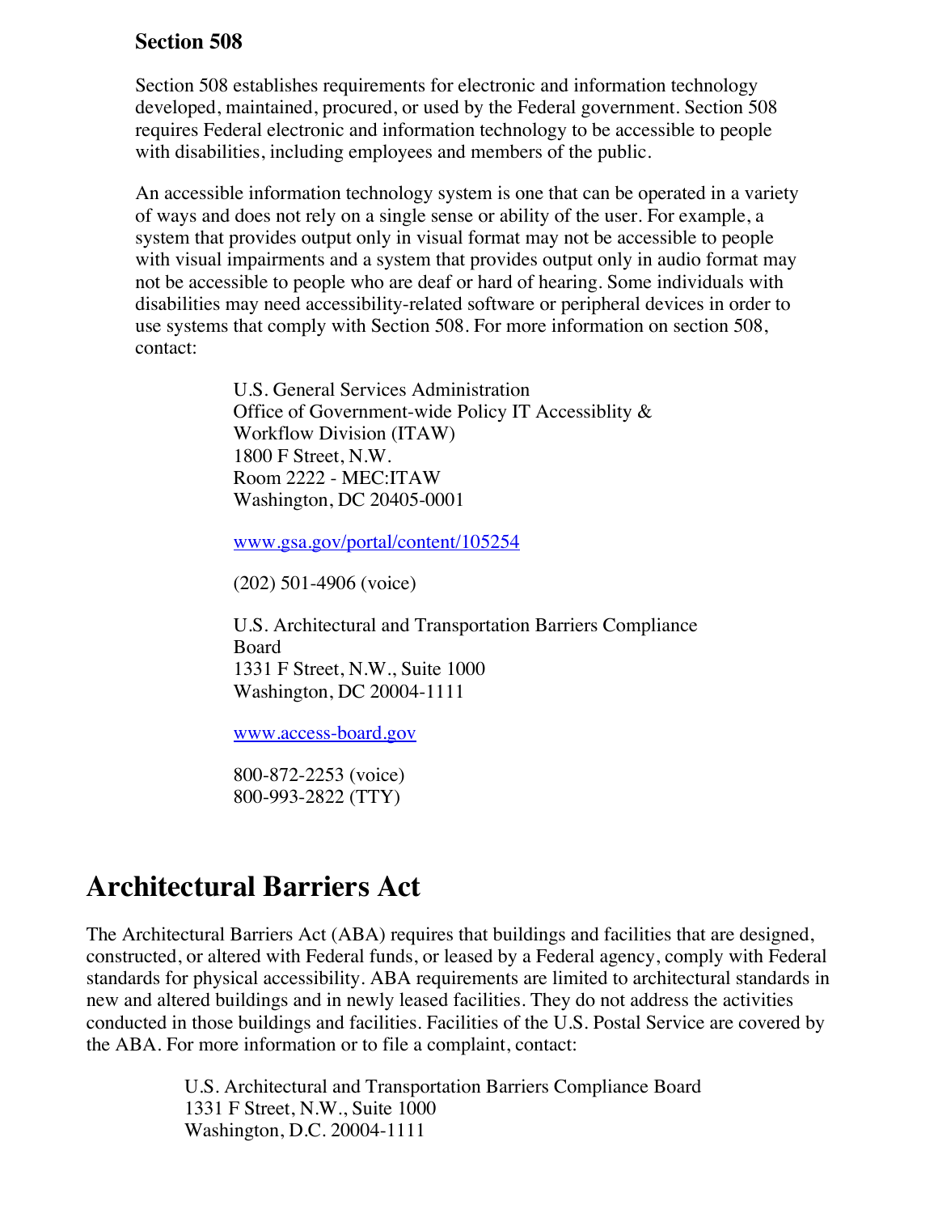### Section 508

Section 508 establishes requirements for electronic and information technology developed, maintained, procured, or used by the Federal government. Section 508 requires Federal electronic and information technology to be accessible to people with disabilities, including employees and members of the public.

An accessible information technology system is one that can be operated in a variety of ways and does not rely on a single sense or ability of the user. For example, a system that provides output only in visual format may not be accessible to people with visual impairments and a system that provides output only in audio format may not be accessible to people who are deaf or hard of hearing. Some individuals with disabilities may need accessibility-related software or peripheral devices in order to use systems that comply with Section 508. For more information on section 508, contact:

> U.S. General Services Administration
> Office of Government-wide Policy IT Accessiblity & Workflow Division (ITAW)
> 1800 F Street, N.W.
> Room 2222 - MEC:ITAW
> Washington, DC 20405-0001
>
> www.gsa.gov/portal/content/105254
>
> (202) 501-4906 (voice)
>
> U.S. Architectural and Transportation Barriers Compliance Board
> 1331 F Street, N.W., Suite 1000
> Washington, DC 20004-1111
>
> www.access-board.gov
>
> 800-872-2253 (voice)
> 800-993-2822 (TTY)

## Architectural Barriers Act

The Architectural Barriers Act (ABA) requires that buildings and facilities that are designed, constructed, or altered with Federal funds, or leased by a Federal agency, comply with Federal standards for physical accessibility. ABA requirements are limited to architectural standards in new and altered buildings and in newly leased facilities. They do not address the activities conducted in those buildings and facilities. Facilities of the U.S. Postal Service are covered by the ABA. For more information or to file a complaint, contact:

> U.S. Architectural and Transportation Barriers Compliance Board
> 1331 F Street, N.W., Suite 1000
> Washington, D.C. 20004-1111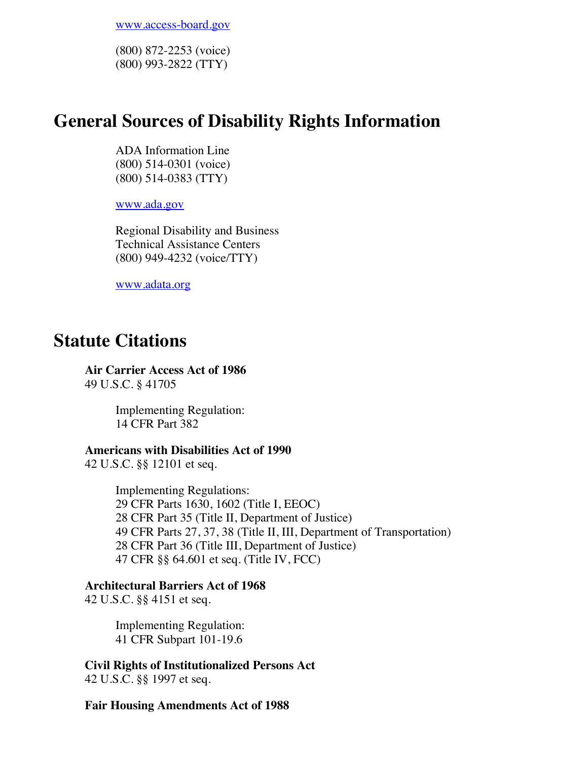www.access-board.gov

(800) 872-2253 (voice)
(800) 993-2822 (TTY)

## General Sources of Disability Rights Information

ADA Information Line
(800) 514-0301 (voice)
(800) 514-0383 (TTY)

www.ada.gov

Regional Disability and Business
Technical Assistance Centers
(800) 949-4232 (voice/TTY)

www.adata.org

## Statute Citations

**Air Carrier Access Act of 1986**
49 U.S.C. § 41705

Implementing Regulation:
14 CFR Part 382

**Americans with Disabilities Act of 1990**
42 U.S.C. §§ 12101 et seq.

Implementing Regulations:
29 CFR Parts 1630, 1602 (Title I, EEOC)
28 CFR Part 35 (Title II, Department of Justice)
49 CFR Parts 27, 37, 38 (Title II, III, Department of Transportation)
28 CFR Part 36 (Title III, Department of Justice)
47 CFR §§ 64.601 et seq. (Title IV, FCC)

**Architectural Barriers Act of 1968**
42 U.S.C. §§ 4151 et seq.

Implementing Regulation:
41 CFR Subpart 101-19.6

**Civil Rights of Institutionalized Persons Act**
42 U.S.C. §§ 1997 et seq.

**Fair Housing Amendments Act of 1988**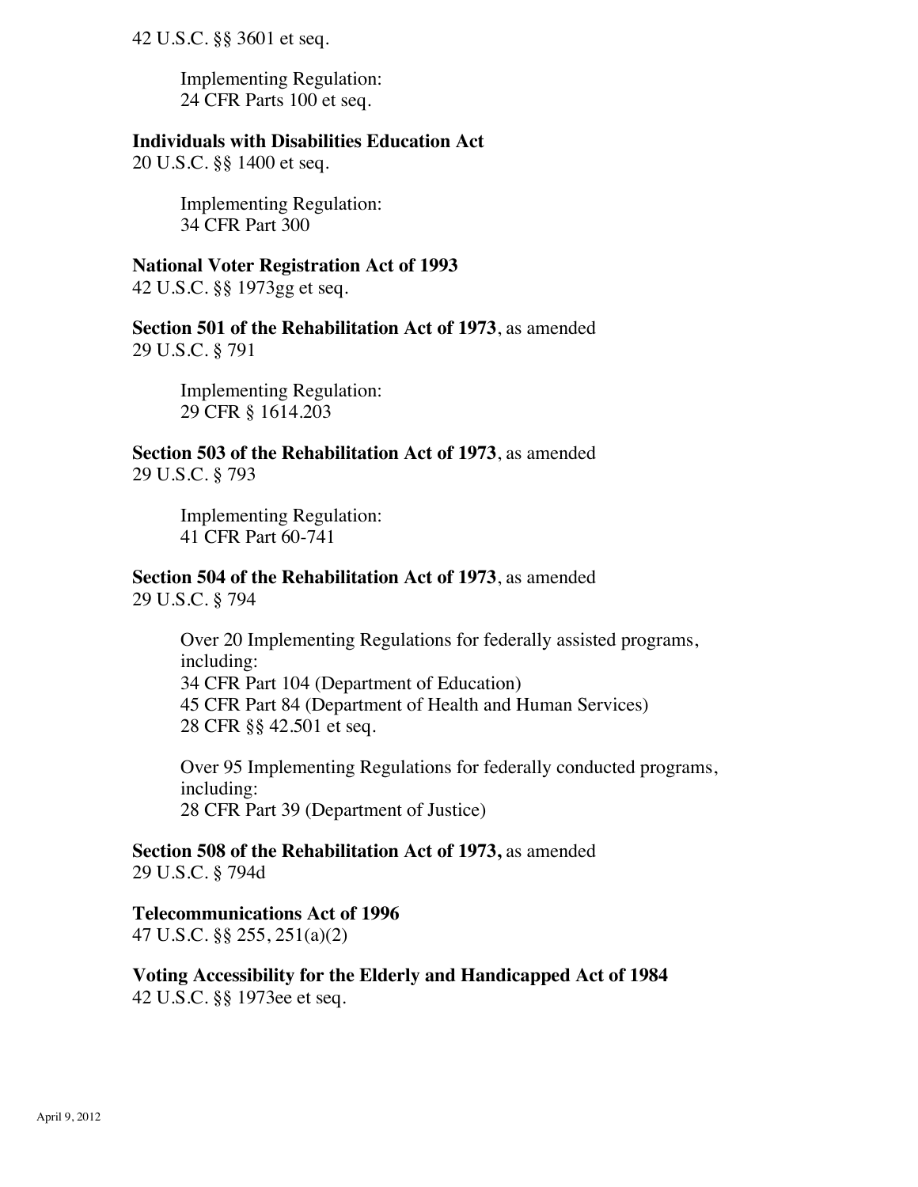42 U.S.C. §§ 3601 et seq.

Implementing Regulation:
24 CFR Parts 100 et seq.

**Individuals with Disabilities Education Act**
20 U.S.C. §§ 1400 et seq.

Implementing Regulation:
34 CFR Part 300

**National Voter Registration Act of 1993**
42 U.S.C. §§ 1973gg et seq.

**Section 501 of the Rehabilitation Act of 1973**, as amended
29 U.S.C. § 791

Implementing Regulation:
29 CFR § 1614.203

**Section 503 of the Rehabilitation Act of 1973**, as amended
29 U.S.C. § 793

Implementing Regulation:
41 CFR Part 60-741

**Section 504 of the Rehabilitation Act of 1973**, as amended
29 U.S.C. § 794

Over 20 Implementing Regulations for federally assisted programs, including:
34 CFR Part 104 (Department of Education)
45 CFR Part 84 (Department of Health and Human Services)
28 CFR §§ 42.501 et seq.

Over 95 Implementing Regulations for federally conducted programs, including:
28 CFR Part 39 (Department of Justice)

**Section 508 of the Rehabilitation Act of 1973,** as amended
29 U.S.C. § 794d

**Telecommunications Act of 1996**
47 U.S.C. §§ 255, 251(a)(2)

**Voting Accessibility for the Elderly and Handicapped Act of 1984**
42 U.S.C. §§ 1973ee et seq.